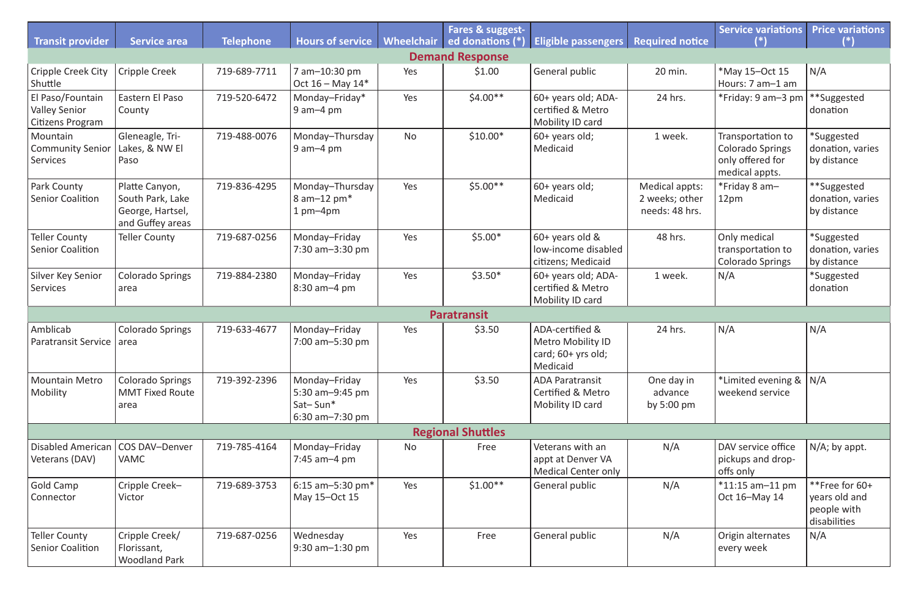| Transit provider | Service area | Telephone | Hours of service | Wheelchair | Fares & suggested donations (*) | Eligible passengers | Required notice | Service variations (*) | Price variations (*) |
|---|---|---|---|---|---|---|---|---|---|
| **Demand Response** | | | | | | | | | |
| Cripple Creek City Shuttle | Cripple Creek | 719-689-7711 | 7 am–10:30 pm Oct 16 – May 14* | Yes | $1.00 | General public | 20 min. | *May 15–Oct 15 Hours: 7 am–1 am | N/A |
| El Paso/Fountain Valley Senior Citizens Program | Eastern El Paso County | 719-520-6472 | Monday–Friday* 9 am–4 pm | Yes | $4.00** | 60+ years old; ADA-certified & Metro Mobility ID card | 24 hrs. | *Friday: 9 am–3 pm | **Suggested donation |
| Mountain Community Senior Services | Gleneagle, Tri-Lakes, & NW El Paso | 719-488-0076 | Monday–Thursday 9 am–4 pm | No | $10.00* | 60+ years old; Medicaid | 1 week. | Transportation to Colorado Springs only offered for medical appts. | *Suggested donation, varies by distance |
| Park County Senior Coalition | Platte Canyon, South Park, Lake George, Hartsel, and Guffey areas | 719-836-4295 | Monday–Thursday 8 am–12 pm* 1 pm–4pm | Yes | $5.00** | 60+ years old; Medicaid | Medical appts: 2 weeks; other needs: 48 hrs. | *Friday 8 am–12pm | **Suggested donation, varies by distance |
| Teller County Senior Coalition | Teller County | 719-687-0256 | Monday–Friday 7:30 am–3:30 pm | Yes | $5.00* | 60+ years old & low-income disabled citizens; Medicaid | 48 hrs. | Only medical transportation to Colorado Springs | *Suggested donation, varies by distance |
| Silver Key Senior Services | Colorado Springs area | 719-884-2380 | Monday–Friday 8:30 am–4 pm | Yes | $3.50* | 60+ years old; ADA-certified & Metro Mobility ID card | 1 week. | N/A | *Suggested donation |
| **Paratransit** | | | | | | | | | |
| Amblicab Paratransit Service | Colorado Springs area | 719-633-4677 | Monday–Friday 7:00 am–5:30 pm | Yes | $3.50 | ADA-certified & Metro Mobility ID card; 60+ yrs old; Medicaid | 24 hrs. | N/A | N/A |
| Mountain Metro Mobility | Colorado Springs MMT Fixed Route area | 719-392-2396 | Monday–Friday 5:30 am–9:45 pm Sat– Sun* 6:30 am–7:30 pm | Yes | $3.50 | ADA Paratransit Certified & Metro Mobility ID card | One day in advance by 5:00 pm | *Limited evening & weekend service | N/A |
| **Regional Shuttles** | | | | | | | | | |
| Disabled American Veterans (DAV) | COS DAV–Denver VAMC | 719-785-4164 | Monday–Friday 7:45 am–4 pm | No | Free | Veterans with an appt at Denver VA Medical Center only | N/A | DAV service office pickups and drop-offs only | N/A; by appt. |
| Gold Camp Connector | Cripple Creek–Victor | 719-689-3753 | 6:15 am–5:30 pm* May 15–Oct 15 | Yes | $1.00** | General public | N/A | *11:15 am–11 pm Oct 16–May 14 | **Free for 60+ years old and people with disabilities |
| Teller County Senior Coalition | Cripple Creek/ Florissant, Woodland Park | 719-687-0256 | Wednesday 9:30 am–1:30 pm | Yes | Free | General public | N/A | Origin alternates every week | N/A |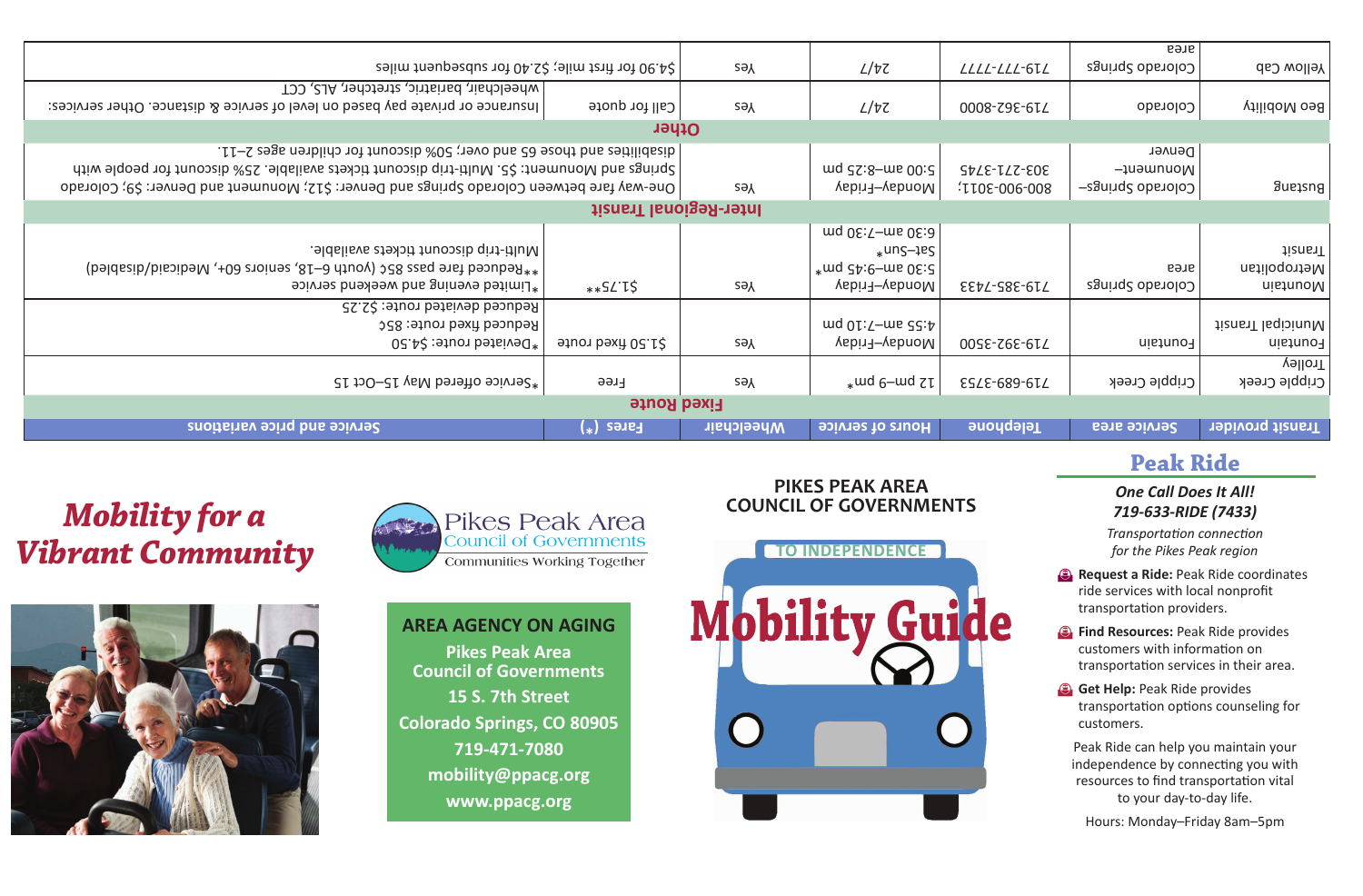| Transit provider | Service area | Telephone | Hours of service | Wheelchair | Fares (*) | Service and price variations |
|---|---|---|---|---|---|---|
| **Fixed Route** | | | | | | |
| Cripple Creek Trolley | Cripple Creek | 719-689-3753 | 12 pm–9 pm* | Yes | Free | *Service offered May 15–Oct 15 |
| Fountain Municipal Transit | Fountain | 719-392-3500 | Monday–Friday 4:55 am–7:10 pm | Yes | $1.50 fixed route | *Deviated route: $4.50<br>Reduced fixed route: 85¢<br>Reduced deviated route: $2.25 |
| Mountain Metropolitan Transit | Colorado Springs area | 719-385-7433 | Monday–Friday 5:30 am–9:45 pm*<br>Sat–Sun* 6:30 am–7:30 pm | Yes | $1.75** | *Limited evening and weekend service<br>**Reduced fare pass 85¢ (youth 6–18, seniors 60+, Medicaid/disabled)<br>Multi-trip discount tickets available. |
| **Inter-Regional Transit** | | | | | | |
| Bustang | Colorado Springs–Monument–Denver | 800-900-3011; 303-271-3745 | Monday–Friday 5:00 am–8:25 pm | Yes | | One-way fare between Colorado Springs and Denver: $12; Monument and Denver: $9; Colorado Springs and Monument: $5. Multi-trip discount tickets available. 25% discount for people with disabilities and those 65 and over; 50% discount for children ages 2–11. |
| **Other** | | | | | | |
| Beg Mobility | Colorado | 719-362-8000 | 24/7 | Yes | Call for quote | Insurance or private pay based on level of service & distance. Other services: wheelchair, bariatric, stretcher, ALS, CCT |
| Yellow Cab | Colorado Springs area | 719-777-7777 | 24/7 | Yes | $4.90 for first mile; $2.40 for subsequent miles | |

# Mobility for a Vibrant Community

Pikes Peak Area Council of Governments
Communities Working Together

**AREA AGENCY ON AGING**

**Pikes Peak Area Council of Governments**
**15 S. 7th Street**
**Colorado Springs, CO 80905**
**719-471-7080**
**mobility@ppacg.org**
**www.ppacg.org**

**PIKES PEAK AREA COUNCIL OF GOVERNMENTS**

TO INDEPENDENCE

# Mobility Guide

## Peak Ride

***One Call Does It All!***
***719-633-RIDE (7433)***

*Transportation connection for the Pikes Peak region*

- **Request a Ride:** Peak Ride coordinates ride services with local nonprofit transportation providers.
- **Find Resources:** Peak Ride provides customers with information on transportation services in their area.
- **Get Help:** Peak Ride provides transportation options counseling for customers.

Peak Ride can help you maintain your independence by connecting you with resources to find transportation vital to your day-to-day life.

Hours: Monday–Friday 8am–5pm